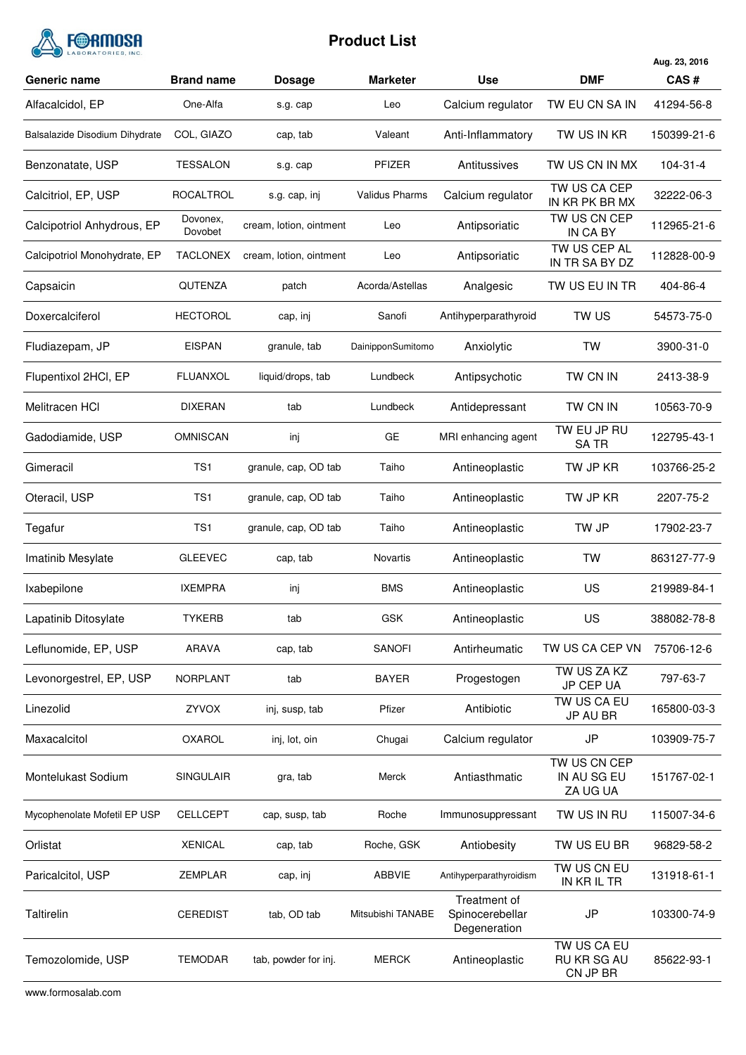# Product List

Aug. 23, 2016

| Generic name | Brand name | Dosage | Marketer | Use | DMF | CAS # |
| --- | --- | --- | --- | --- | --- | --- |
| Alfacalcidol, EP | One-Alfa | s.g. cap | Leo | Calcium regulator | TW EU CN SA IN | 41294-56-8 |
| Balsalazide Disodium Dihydrate | COL, GIAZO | cap, tab | Valeant | Anti-Inflammatory | TW US IN KR | 150399-21-6 |
| Benzonatate, USP | TESSALON | s.g. cap | PFIZER | Antitussives | TW US CN IN MX | 104-31-4 |
| Calcitriol, EP, USP | ROCALTROL | s.g. cap, inj | Validus Pharms | Calcium regulator | TW US CA CEP IN KR PK BR MX | 32222-06-3 |
| Calcipotriol Anhydrous, EP | Dovonex, Dovobet | cream, lotion, ointment | Leo | Antipsoriatic | TW US CN CEP IN CA BY | 112965-21-6 |
| Calcipotriol Monohydrate, EP | TACLONEX | cream, lotion, ointment | Leo | Antipsoriatic | TW US CEP AL IN TR SA BY DZ | 112828-00-9 |
| Capsaicin | QUTENZA | patch | Acorda/Astellas | Analgesic | TW US EU IN TR | 404-86-4 |
| Doxercalciferol | HECTOROL | cap, inj | Sanofi | Antihyperparathyroid | TW US | 54573-75-0 |
| Fludiazepam, JP | EISPAN | granule, tab | DainipponSumitomo | Anxiolytic | TW | 3900-31-0 |
| Flupentixol 2HCl, EP | FLUANXOL | liquid/drops, tab | Lundbeck | Antipsychotic | TW CN IN | 2413-38-9 |
| Melitracen HCl | DIXERAN | tab | Lundbeck | Antidepressant | TW CN IN | 10563-70-9 |
| Gadodiamide, USP | OMNISCAN | inj | GE | MRI enhancing agent | TW EU JP RU SA TR | 122795-43-1 |
| Gimeracil | TS1 | granule, cap, OD tab | Taiho | Antineoplastic | TW JP KR | 103766-25-2 |
| Oteracil, USP | TS1 | granule, cap, OD tab | Taiho | Antineoplastic | TW JP KR | 2207-75-2 |
| Tegafur | TS1 | granule, cap, OD tab | Taiho | Antineoplastic | TW JP | 17902-23-7 |
| Imatinib Mesylate | GLEEVEC | cap, tab | Novartis | Antineoplastic | TW | 863127-77-9 |
| Ixabepilone | IXEMPRA | inj | BMS | Antineoplastic | US | 219989-84-1 |
| Lapatinib Ditosylate | TYKERB | tab | GSK | Antineoplastic | US | 388082-78-8 |
| Leflunomide, EP, USP | ARAVA | cap, tab | SANOFI | Antirheumatic | TW US CA CEP VN | 75706-12-6 |
| Levonorgestrel, EP, USP | NORPLANT | tab | BAYER | Progestogen | TW US ZA KZ JP CEP UA | 797-63-7 |
| Linezolid | ZYVOX | inj, susp, tab | Pfizer | Antibiotic | TW US CA EU JP AU BR | 165800-03-3 |
| Maxacalcitol | OXAROL | inj, lot, oin | Chugai | Calcium regulator | JP | 103909-75-7 |
| Montelukast Sodium | SINGULAIR | gra, tab | Merck | Antiasthmatic | TW US CN CEP IN AU SG EU ZA UG UA | 151767-02-1 |
| Mycophenolate Mofetil EP USP | CELLCEPT | cap, susp, tab | Roche | Immunosuppressant | TW US IN RU | 115007-34-6 |
| Orlistat | XENICAL | cap, tab | Roche, GSK | Antiobesity | TW US EU BR | 96829-58-2 |
| Paricalcitol, USP | ZEMPLAR | cap, inj | ABBVIE | Antihyperparathyroidism | TW US CN EU IN KR IL TR | 131918-61-1 |
| Taltirelin | CEREDIST | tab, OD tab | Mitsubishi TANABE | Treatment of Spinocerebellar Degeneration | JP | 103300-74-9 |
| Temozolomide, USP | TEMODAR | tab, powder for inj. | MERCK | Antineoplastic | TW US CA EU RU KR SG AU CN JP BR | 85622-93-1 |

www.formosalab.com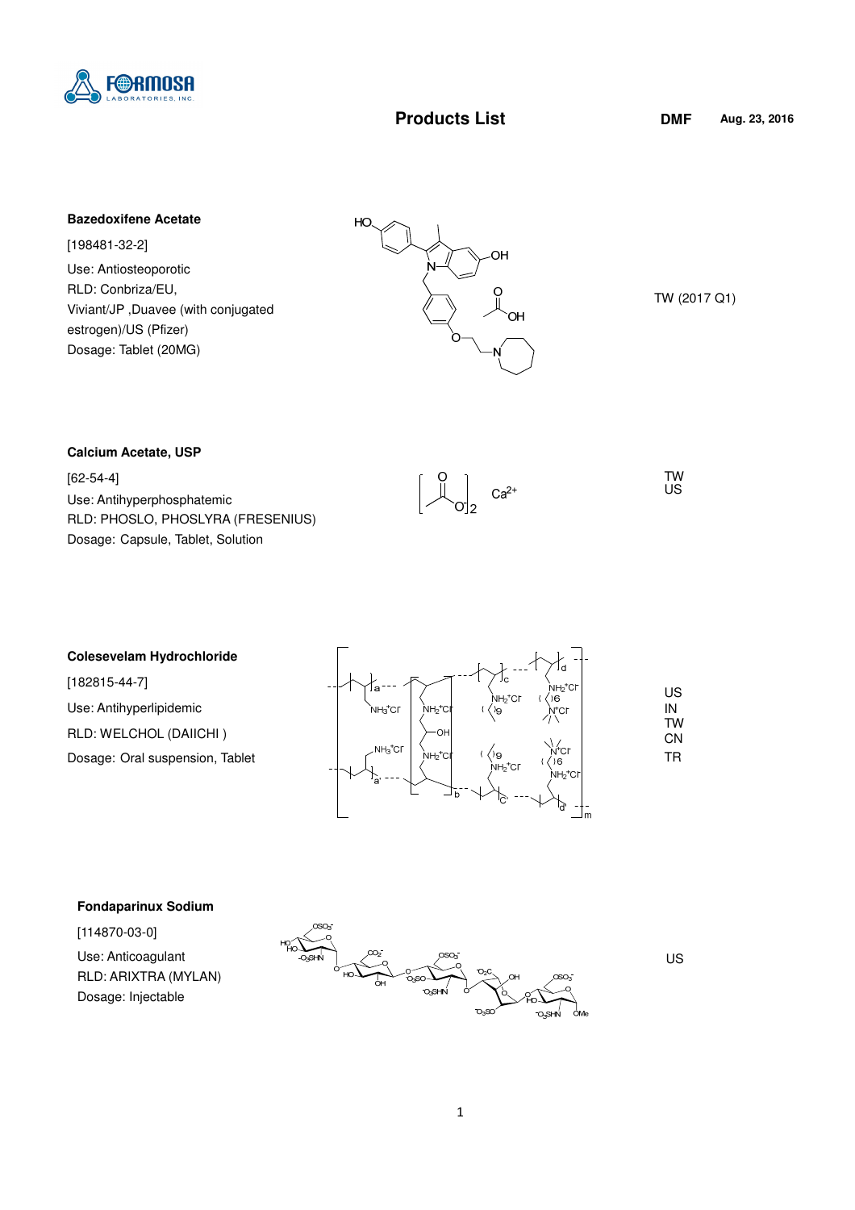# Products List

DMF Aug. 23, 2016

**Bazedoxifene Acetate**

[198481-32-2]

Use: Antiosteoporotic

RLD: Conbriza/EU, Viviant/JP ,Duavee (with conjugated estrogen)/US (Pfizer)

Dosage: Tablet (20MG)

TW (2017 Q1)

**Calcium Acetate, USP**

[62-54-4]

Use: Antihyperphosphatemic

RLD: PHOSLO, PHOSLYRA (FRESENIUS)

Dosage: Capsule, Tablet, Solution

TW
US

**Colesevelam Hydrochloride**

[182815-44-7]

Use: Antihyperlipidemic

RLD: WELCHOL (DAIICHI )

Dosage: Oral suspension, Tablet

US
IN
TW
CN
TR

**Fondaparinux Sodium**

[114870-03-0]

Use: Anticoagulant

RLD: ARIXTRA (MYLAN)

Dosage: Injectable

US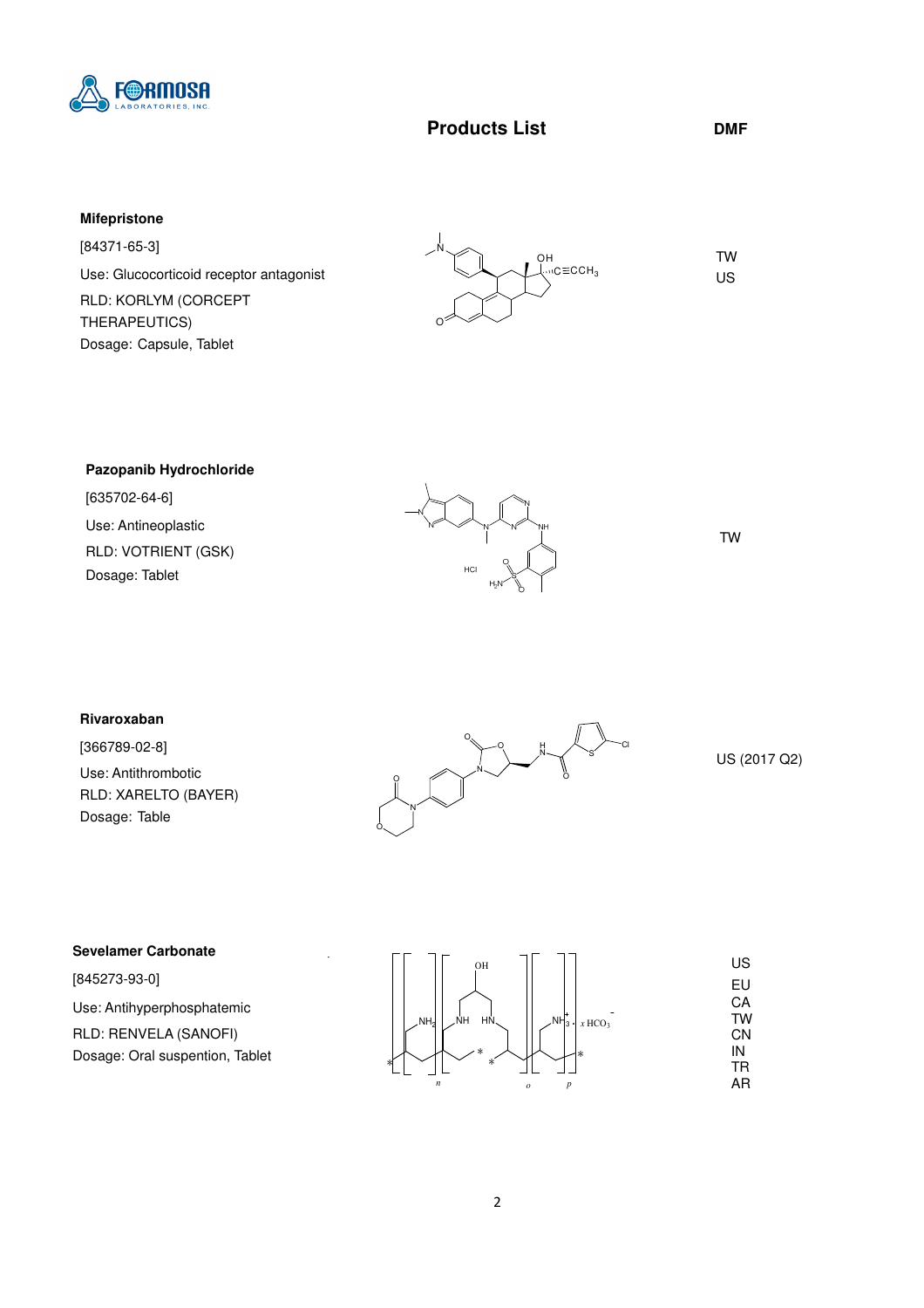# Products List

**DMF**

### Mifepristone

[84371-65-3]

Use: Glucocorticoid receptor antagonist

RLD: KORLYM (CORCEPT THERAPEUTICS)

Dosage: Capsule, Tablet

DMF: TW, US

### Pazopanib Hydrochloride

[635702-64-6]

Use: Antineoplastic

RLD: VOTRIENT (GSK)

Dosage: Tablet

DMF: TW

### Rivaroxaban

[366789-02-8]

Use: Antithrombotic

RLD: XARELTO (BAYER)

Dosage: Table

DMF: US (2017 Q2)

### Sevelamer Carbonate

[845273-93-0]

Use: Antihyperphosphatemic

RLD: RENVELA (SANOFI)

Dosage: Oral suspention, Tablet

DMF: US, EU, CA, TW, CN, IN, TR, AR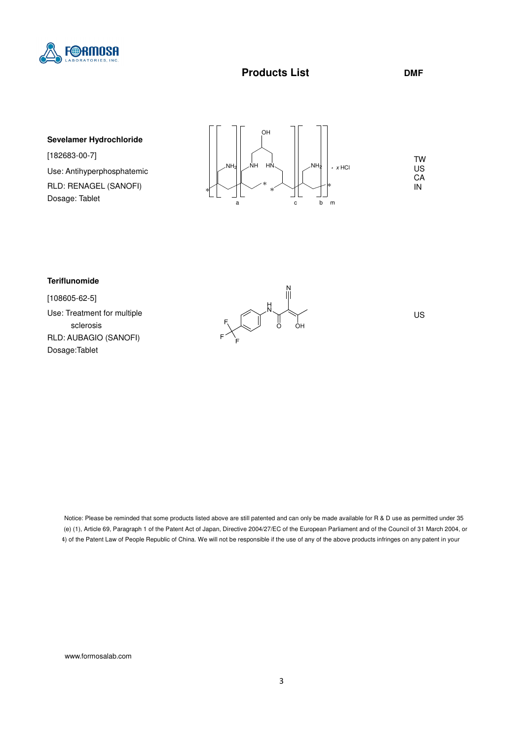## Products List

**DMF**

**Sevelamer Hydrochloride**

[182683-00-7]

Use: Antihyperphosphatemic

RLD: RENAGEL (SANOFI)

Dosage: Tablet

OH

NH2 NH HN NH2 · x HCl

a c b m

TW
US
CA
IN

**Teriflunomide**

[108605-62-5]

Use: Treatment for multiple sclerosis

RLD: AUBAGIO (SANOFI)

Dosage:Tablet

N

H N

F F F O OH

US

Notice: Please be reminded that some products listed above are still patented and can only be made available for R & D use as permitted under 35 (e) (1), Article 69, Paragraph 1 of the Patent Act of Japan, Directive 2004/27/EC of the European Parliament and of the Council of 31 March 2004, or 4) of the Patent Law of People Republic of China. We will not be responsible if the use of any of the above products infringes on any patent in your

www.formosalab.com